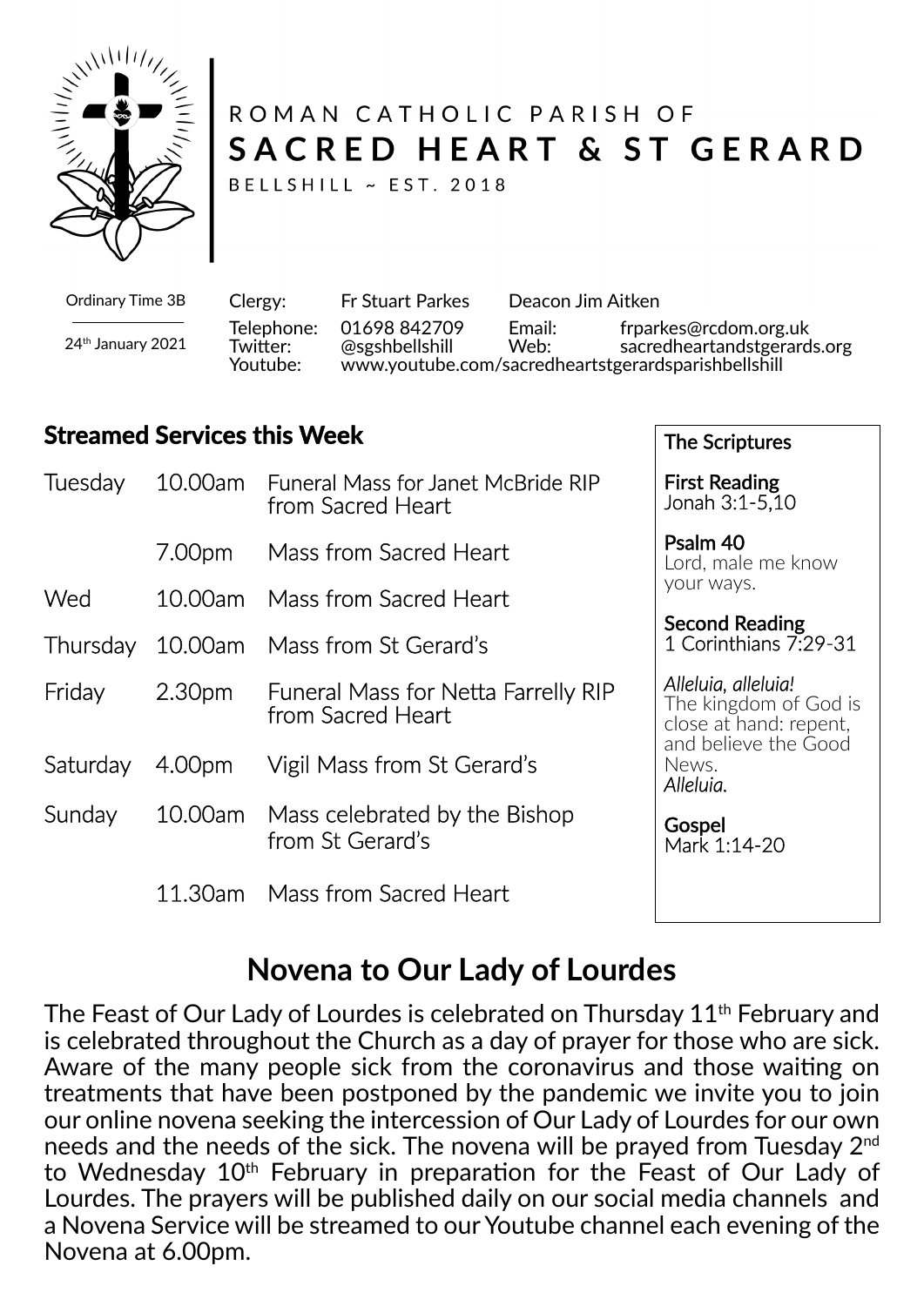ROMAN CATHOLIC PARISH OF

# SACRED HEART & ST GERARD

BELLSHILL ~ EST. 2018

Ordinary Time 3B

24th January 2021

| | | | |
|---|---|---|---|
| Clergy: | Fr Stuart Parkes | Deacon Jim Aitken | |
| Telephone: | 01698 842709 | Email: | frparkes@rcdom.org.uk |
| Twitter: | @sgshbellshill | Web: | sacredheartandstgerards.org |
| Youtube: | www.youtube.com/sacredheartstgerardsparishbellshill | | |

## Streamed Services this Week

| | | |
|---|---|---|
| Tuesday | 10.00am | Funeral Mass for Janet McBride RIP from Sacred Heart |
| | 7.00pm | Mass from Sacred Heart |
| Wed | 10.00am | Mass from Sacred Heart |
| Thursday | 10.00am | Mass from St Gerard's |
| Friday | 2.30pm | Funeral Mass for Netta Farrelly RIP from Sacred Heart |
| Saturday | 4.00pm | Vigil Mass from St Gerard's |
| Sunday | 10.00am | Mass celebrated by the Bishop from St Gerard's |
| | 11.30am | Mass from Sacred Heart |

**The Scriptures**

**First Reading**
Jonah 3:1-5,10

**Psalm 40**
Lord, male me know your ways.

**Second Reading**
1 Corinthians 7:29-31

*Alleluia, alleluia!*
The kingdom of God is close at hand: repent, and believe the Good News.
*Alleluia.*

**Gospel**
Mark 1:14-20

## Novena to Our Lady of Lourdes

The Feast of Our Lady of Lourdes is celebrated on Thursday 11th February and is celebrated throughout the Church as a day of prayer for those who are sick. Aware of the many people sick from the coronavirus and those waiting on treatments that have been postponed by the pandemic we invite you to join our online novena seeking the intercession of Our Lady of Lourdes for our own needs and the needs of the sick. The novena will be prayed from Tuesday 2nd to Wednesday 10th February in preparation for the Feast of Our Lady of Lourdes. The prayers will be published daily on our social media channels and a Novena Service will be streamed to our Youtube channel each evening of the Novena at 6.00pm.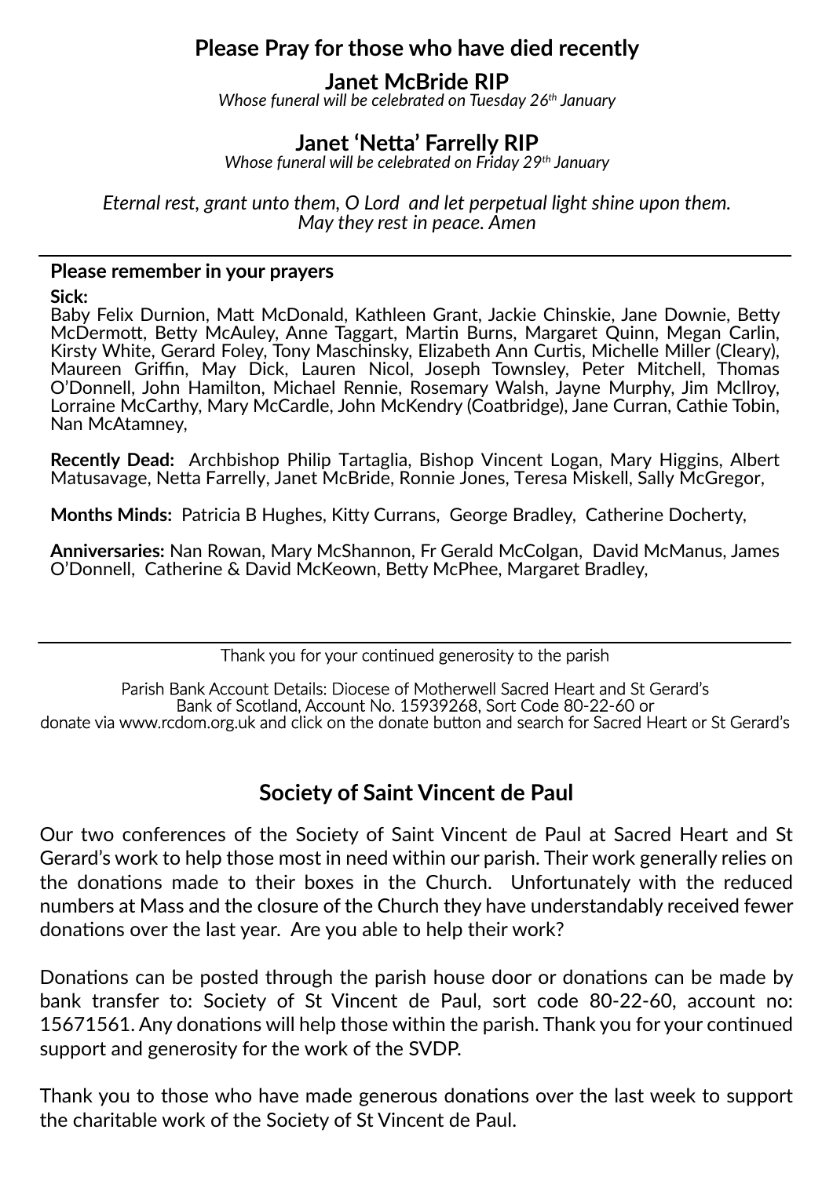## Please Pray for those who have died recently

### Janet McBride RIP

*Whose funeral will be celebrated on Tuesday 26th January*

### Janet 'Netta' Farrelly RIP

*Whose funeral will be celebrated on Friday 29th January*

*Eternal rest, grant unto them, O Lord and let perpetual light shine upon them.*
*May they rest in peace. Amen*

---

**Please remember in your prayers**

**Sick:**
Baby Felix Durnion, Matt McDonald, Kathleen Grant, Jackie Chinskie, Jane Downie, Betty McDermott, Betty McAuley, Anne Taggart, Martin Burns, Margaret Quinn, Megan Carlin, Kirsty White, Gerard Foley, Tony Maschinsky, Elizabeth Ann Curtis, Michelle Miller (Cleary), Maureen Griffin, May Dick, Lauren Nicol, Joseph Townsley, Peter Mitchell, Thomas O'Donnell, John Hamilton, Michael Rennie, Rosemary Walsh, Jayne Murphy, Jim McIlroy, Lorraine McCarthy, Mary McCardle, John McKendry (Coatbridge), Jane Curran, Cathie Tobin, Nan McAtamney,

**Recently Dead:** Archbishop Philip Tartaglia, Bishop Vincent Logan, Mary Higgins, Albert Matusavage, Netta Farrelly, Janet McBride, Ronnie Jones, Teresa Miskell, Sally McGregor,

**Months Minds:** Patricia B Hughes, Kitty Currans, George Bradley, Catherine Docherty,

**Anniversaries:** Nan Rowan, Mary McShannon, Fr Gerald McColgan, David McManus, James O'Donnell, Catherine & David McKeown, Betty McPhee, Margaret Bradley,

---

Thank you for your continued generosity to the parish

Parish Bank Account Details: Diocese of Motherwell Sacred Heart and St Gerard's
Bank of Scotland, Account No. 15939268, Sort Code 80-22-60 or
donate via www.rcdom.org.uk and click on the donate button and search for Sacred Heart or St Gerard's

## Society of Saint Vincent de Paul

Our two conferences of the Society of Saint Vincent de Paul at Sacred Heart and St Gerard's work to help those most in need within our parish. Their work generally relies on the donations made to their boxes in the Church. Unfortunately with the reduced numbers at Mass and the closure of the Church they have understandably received fewer donations over the last year. Are you able to help their work?

Donations can be posted through the parish house door or donations can be made by bank transfer to: Society of St Vincent de Paul, sort code 80-22-60, account no: 15671561. Any donations will help those within the parish. Thank you for your continued support and generosity for the work of the SVDP.

Thank you to those who have made generous donations over the last week to support the charitable work of the Society of St Vincent de Paul.